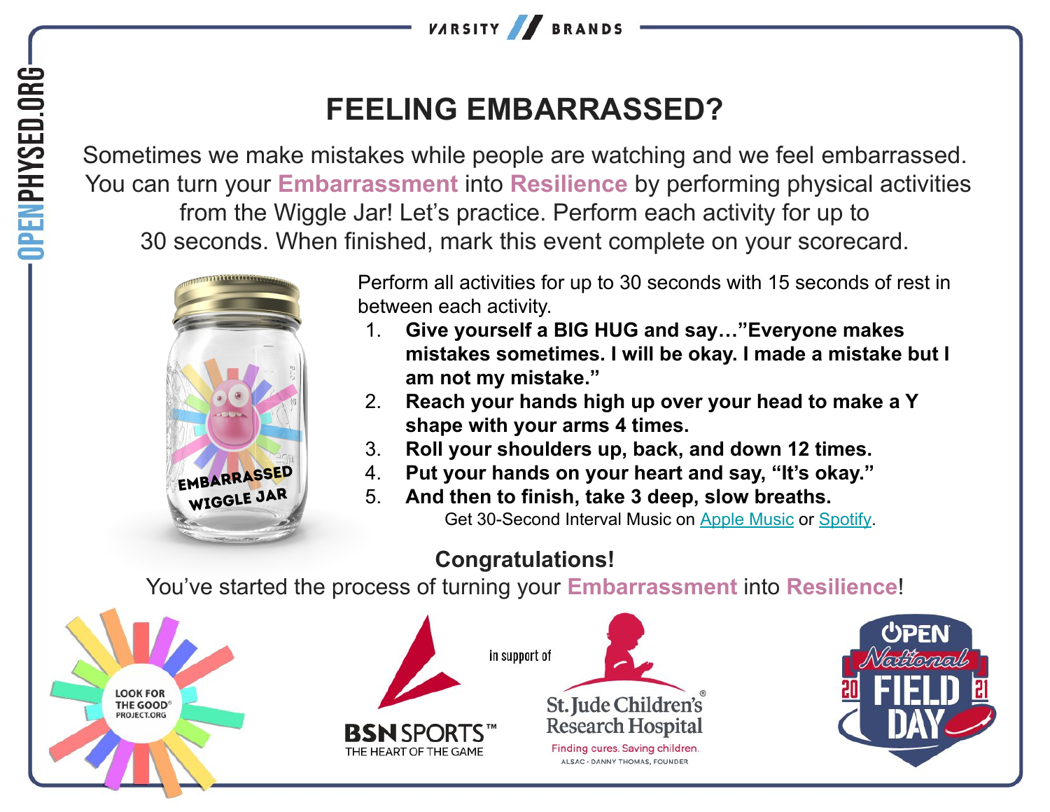# FEELING EMBARRASSED?

Sometimes we make mistakes while people are watching and we feel embarrassed. You can turn your **Embarrassment** into **Resilience** by performing physical activities from the Wiggle Jar! Let's practice. Perform each activity for up to 30 seconds. When finished, mark this event complete on your scorecard.

EMBARRASSED WIGGLE JAR

Perform all activities for up to 30 seconds with 15 seconds of rest in between each activity.

1. **Give yourself a BIG HUG and say…"Everyone makes mistakes sometimes. I will be okay. I made a mistake but I am not my mistake."**
2. **Reach your hands high up over your head to make a Y shape with your arms 4 times.**
3. **Roll your shoulders up, back, and down 12 times.**
4. **Put your hands on your heart and say, "It's okay."**
5. **And then to finish, take 3 deep, slow breaths.**

Get 30-Second Interval Music on Apple Music or Spotify.

**Congratulations!**

You've started the process of turning your **Embarrassment** into **Resilience**!

LOOK FOR THE GOOD® PROJECT.ORG

BSN SPORTS™ THE HEART OF THE GAME

in support of

St. Jude Children's Research Hospital® Finding cures. Saving children. ALSAC · DANNY THOMAS, FOUNDER

OPEN National FIELD DAY 2021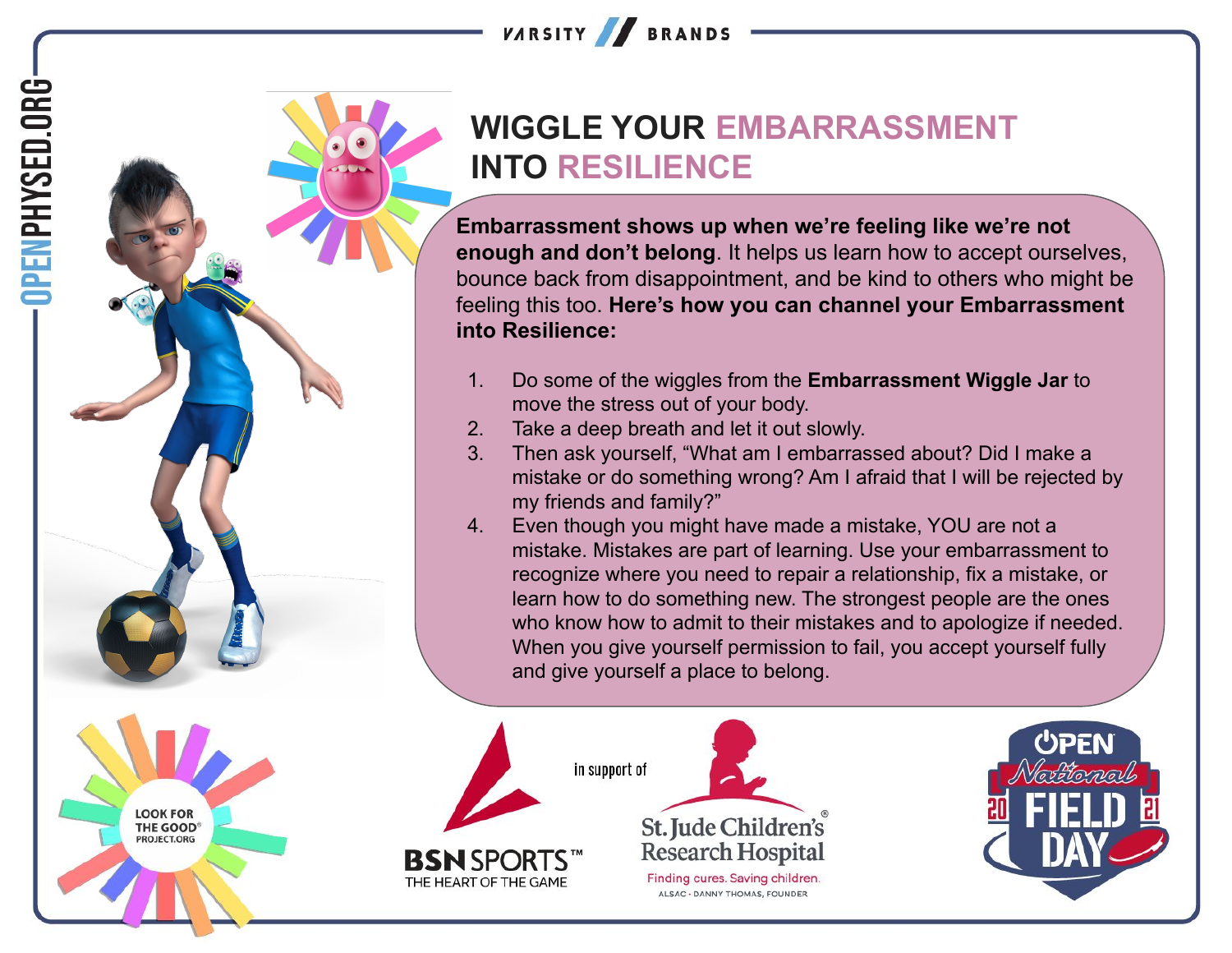# WIGGLE YOUR EMBARRASSMENT INTO RESILIENCE

**Embarrassment shows up when we're feeling like we're not enough and don't belong**. It helps us learn how to accept ourselves, bounce back from disappointment, and be kind to others who might be feeling this too. **Here's how you can channel your Embarrassment into Resilience:**

1. Do some of the wiggles from the **Embarrassment Wiggle Jar** to move the stress out of your body.
2. Take a deep breath and let it out slowly.
3. Then ask yourself, "What am I embarrassed about? Did I make a mistake or do something wrong? Am I afraid that I will be rejected by my friends and family?"
4. Even though you might have made a mistake, YOU are not a mistake. Mistakes are part of learning. Use your embarrassment to recognize where you need to repair a relationship, fix a mistake, or learn how to do something new. The strongest people are the ones who know how to admit to their mistakes and to apologize if needed. When you give yourself permission to fail, you accept yourself fully and give yourself a place to belong.

LOOK FOR THE GOOD® PROJECT.ORG

BSN SPORTS™ THE HEART OF THE GAME

in support of

St. Jude Children's® Research Hospital
Finding cures. Saving children.
ALSAC · DANNY THOMAS, FOUNDER

OPEN National 2021 FIELD DAY